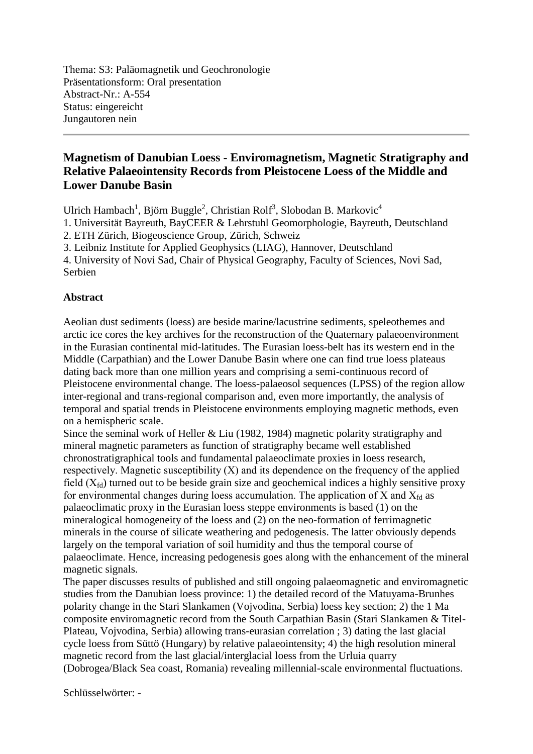Thema: S3: Paläomagnetik und Geochronologie
Präsentationsform: Oral presentation
Abstract-Nr.: A-554
Status: eingereicht
Jungautoren nein

---

## Magnetism of Danubian Loess - Enviromagnetism, Magnetic Stratigraphy and Relative Palaeointensity Records from Pleistocene Loess of the Middle and Lower Danube Basin

Ulrich Hambach[1], Björn Buggle[2], Christian Rolf[3], Slobodan B. Markovic[4]

1. Universität Bayreuth, BayCEER & Lehrstuhl Geomorphologie, Bayreuth, Deutschland
2. ETH Zürich, Biogeoscience Group, Zürich, Schweiz
3. Leibniz Institute for Applied Geophysics (LIAG), Hannover, Deutschland
4. University of Novi Sad, Chair of Physical Geography, Faculty of Sciences, Novi Sad, Serbien

### Abstract

Aeolian dust sediments (loess) are beside marine/lacustrine sediments, speleothemes and arctic ice cores the key archives for the reconstruction of the Quaternary palaeoenvironment in the Eurasian continental mid-latitudes. The Eurasian loess-belt has its western end in the Middle (Carpathian) and the Lower Danube Basin where one can find true loess plateaus dating back more than one million years and comprising a semi-continuous record of Pleistocene environmental change. The loess-palaeosol sequences (LPSS) of the region allow inter-regional and trans-regional comparison and, even more importantly, the analysis of temporal and spatial trends in Pleistocene environments employing magnetic methods, even on a hemispheric scale.

Since the seminal work of Heller & Liu (1982, 1984) magnetic polarity stratigraphy and mineral magnetic parameters as function of stratigraphy became well established chronostratigraphical tools and fundamental palaeoclimate proxies in loess research, respectively. Magnetic susceptibility (X) and its dependence on the frequency of the applied field ($X_{fd}$) turned out to be beside grain size and geochemical indices a highly sensitive proxy for environmental changes during loess accumulation. The application of X and $X_{fd}$ as palaeoclimatic proxy in the Eurasian loess steppe environments is based (1) on the mineralogical homogeneity of the loess and (2) on the neo-formation of ferrimagnetic minerals in the course of silicate weathering and pedogenesis. The latter obviously depends largely on the temporal variation of soil humidity and thus the temporal course of palaeoclimate. Hence, increasing pedogenesis goes along with the enhancement of the mineral magnetic signals.

The paper discusses results of published and still ongoing palaeomagnetic and enviromagnetic studies from the Danubian loess province: 1) the detailed record of the Matuyama-Brunhes polarity change in the Stari Slankamen (Vojvodina, Serbia) loess key section; 2) the 1 Ma composite enviromagnetic record from the South Carpathian Basin (Stari Slankamen & Titel-Plateau, Vojvodina, Serbia) allowing trans-eurasian correlation ; 3) dating the last glacial cycle loess from Süttö (Hungary) by relative palaeointensity; 4) the high resolution mineral magnetic record from the last glacial/interglacial loess from the Urluia quarry (Dobrogea/Black Sea coast, Romania) revealing millennial-scale environmental fluctuations.

Schlüsselwörter: -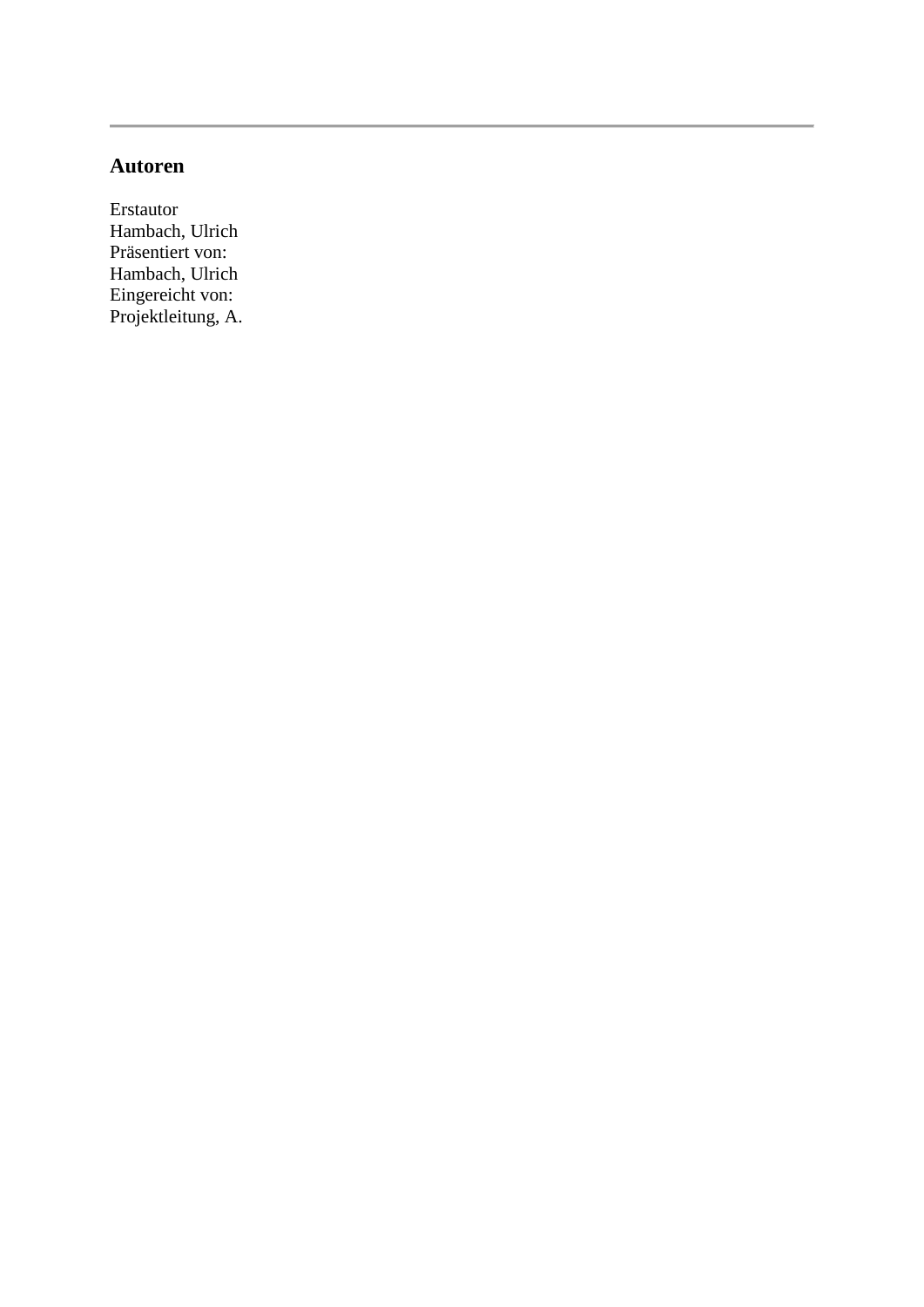---

## Autoren

Erstautor
Hambach, Ulrich
Präsentiert von:
Hambach, Ulrich
Eingereicht von:
Projektleitung, A.